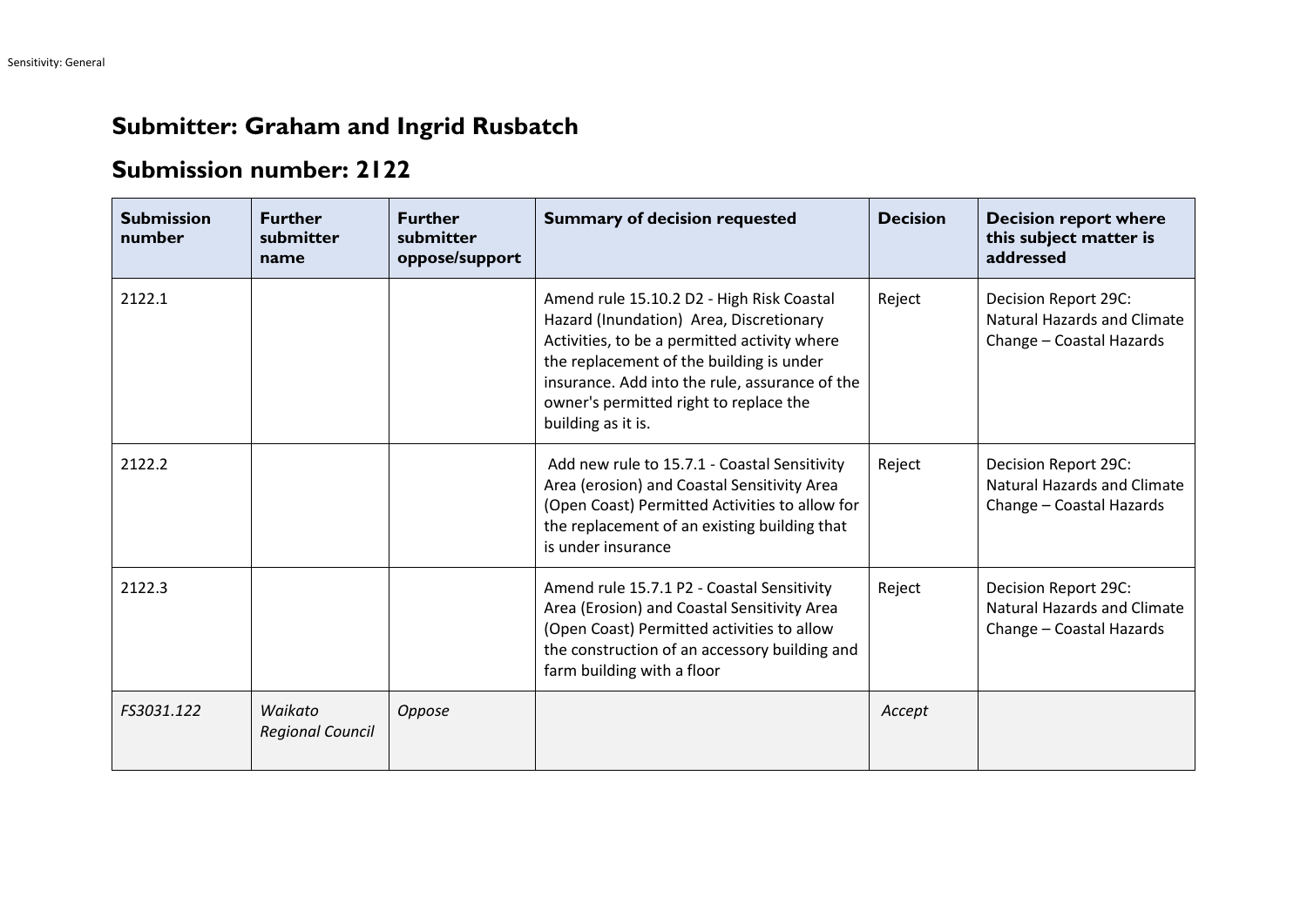## Submitter: Graham and Ingrid Rusbatch

## Submission number: 2122

| Submission number | Further submitter name | Further submitter oppose/support | Summary of decision requested | Decision | Decision report where this subject matter is addressed |
|---|---|---|---|---|---|
| 2122.1 | | | Amend rule 15.10.2 D2 - High Risk Coastal Hazard (Inundation) Area, Discretionary Activities, to be a permitted activity where the replacement of the building is under insurance. Add into the rule, assurance of the owner's permitted right to replace the building as it is. | Reject | Decision Report 29C: Natural Hazards and Climate Change – Coastal Hazards |
| 2122.2 | | | Add new rule to 15.7.1 - Coastal Sensitivity Area (erosion) and Coastal Sensitivity Area (Open Coast) Permitted Activities to allow for the replacement of an existing building that is under insurance | Reject | Decision Report 29C: Natural Hazards and Climate Change – Coastal Hazards |
| 2122.3 | | | Amend rule 15.7.1 P2 - Coastal Sensitivity Area (Erosion) and Coastal Sensitivity Area (Open Coast) Permitted activities to allow the construction of an accessory building and farm building with a floor | Reject | Decision Report 29C: Natural Hazards and Climate Change – Coastal Hazards |
| *FS3031.122* | *Waikato Regional Council* | *Oppose* | | *Accept* | |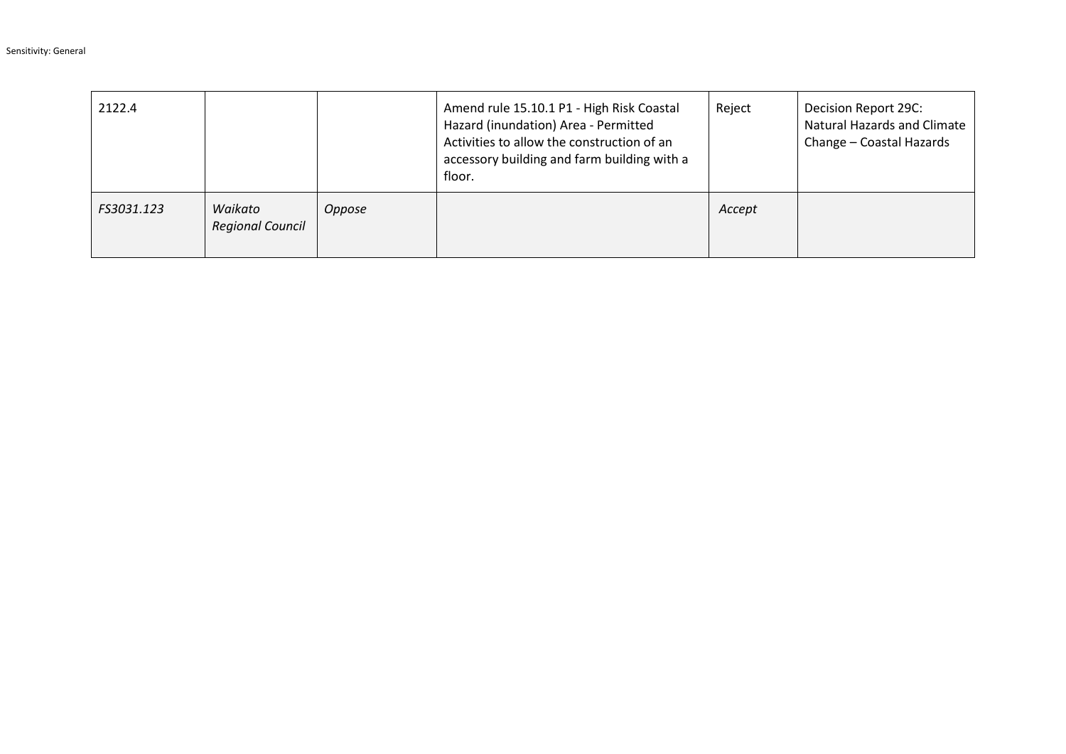| | | | | | |
|---|---|---|---|---|---|
| 2122.4 | | | Amend rule 15.10.1 P1 - High Risk Coastal Hazard (inundation) Area - Permitted Activities to allow the construction of an accessory building and farm building with a floor. | Reject | Decision Report 29C: Natural Hazards and Climate Change – Coastal Hazards |
| *FS3031.123* | *Waikato Regional Council* | *Oppose* | | *Accept* | |